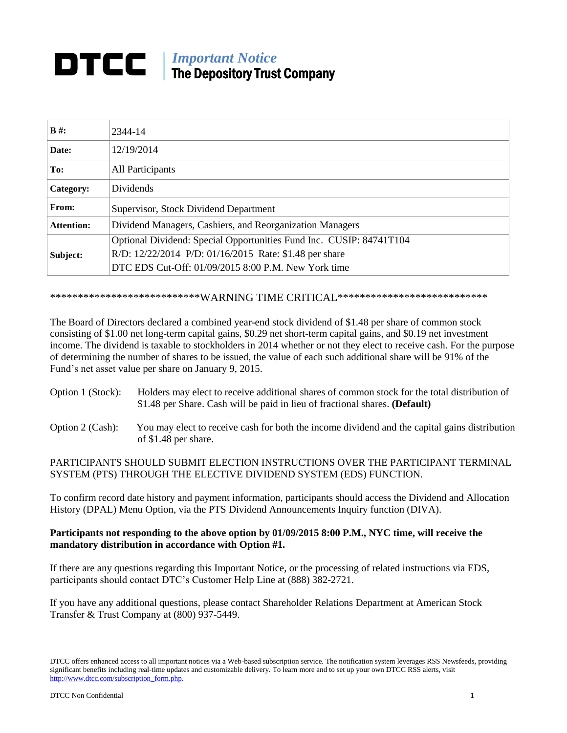# DTCC | *Important Notice* The Depository Trust Company

| **B #:** | 2344-14 |
|---|---|
| **Date:** | 12/19/2014 |
| **To:** | All Participants |
| **Category:** | Dividends |
| **From:** | Supervisor, Stock Dividend Department |
| **Attention:** | Dividend Managers, Cashiers, and Reorganization Managers |
| **Subject:** | Optional Dividend: Special Opportunities Fund Inc. CUSIP: 84741T104<br>R/D: 12/22/2014 P/D: 01/16/2015 Rate: $1.48 per share<br>DTC EDS Cut-Off: 01/09/2015 8:00 P.M. New York time |

***************************WARNING TIME CRITICAL****************************

The Board of Directors declared a combined year-end stock dividend of $1.48 per share of common stock consisting of $1.00 net long-term capital gains, $0.29 net short-term capital gains, and $0.19 net investment income. The dividend is taxable to stockholders in 2014 whether or not they elect to receive cash. For the purpose of determining the number of shares to be issued, the value of each such additional share will be 91% of the Fund's net asset value per share on January 9, 2015.

Option 1 (Stock): Holders may elect to receive additional shares of common stock for the total distribution of $1.48 per Share. Cash will be paid in lieu of fractional shares. **(Default)**

Option 2 (Cash): You may elect to receive cash for both the income dividend and the capital gains distribution of $1.48 per share.

PARTICIPANTS SHOULD SUBMIT ELECTION INSTRUCTIONS OVER THE PARTICIPANT TERMINAL SYSTEM (PTS) THROUGH THE ELECTIVE DIVIDEND SYSTEM (EDS) FUNCTION.

To confirm record date history and payment information, participants should access the Dividend and Allocation History (DPAL) Menu Option, via the PTS Dividend Announcements Inquiry function (DIVA).

**Participants not responding to the above option by 01/09/2015 8:00 P.M., NYC time, will receive the mandatory distribution in accordance with Option #1.**

If there are any questions regarding this Important Notice, or the processing of related instructions via EDS, participants should contact DTC's Customer Help Line at (888) 382-2721.

If you have any additional questions, please contact Shareholder Relations Department at American Stock Transfer & Trust Company at (800) 937-5449.

DTCC offers enhanced access to all important notices via a Web-based subscription service. The notification system leverages RSS Newsfeeds, providing significant benefits including real-time updates and customizable delivery. To learn more and to set up your own DTCC RSS alerts, visit http://www.dtcc.com/subscription_form.php.

DTCC Non Confidential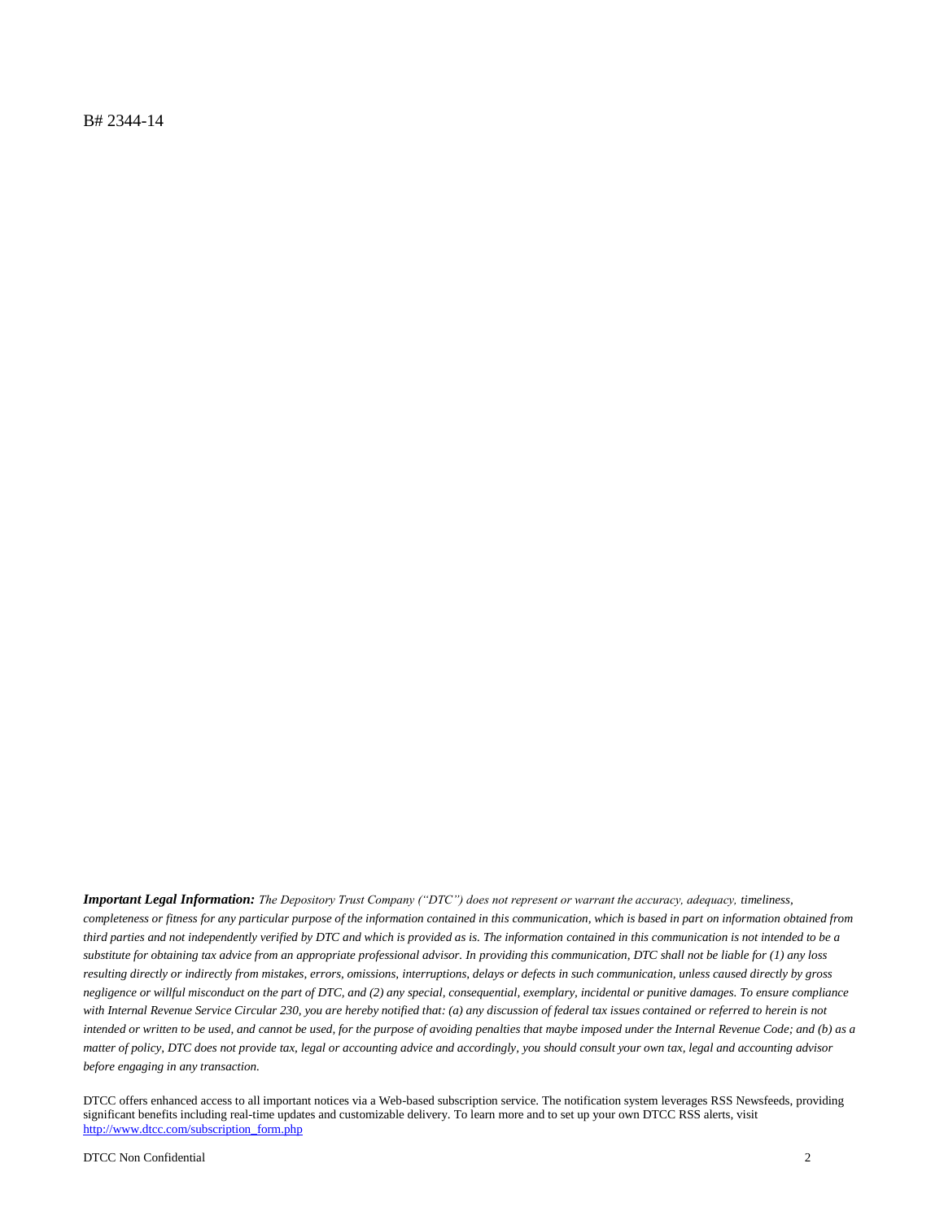B# 2344-14

***Important Legal Information:*** *The Depository Trust Company ("DTC") does not represent or warrant the accuracy, adequacy, timeliness, completeness or fitness for any particular purpose of the information contained in this communication, which is based in part on information obtained from third parties and not independently verified by DTC and which is provided as is. The information contained in this communication is not intended to be a substitute for obtaining tax advice from an appropriate professional advisor. In providing this communication, DTC shall not be liable for (1) any loss resulting directly or indirectly from mistakes, errors, omissions, interruptions, delays or defects in such communication, unless caused directly by gross negligence or willful misconduct on the part of DTC, and (2) any special, consequential, exemplary, incidental or punitive damages. To ensure compliance with Internal Revenue Service Circular 230, you are hereby notified that: (a) any discussion of federal tax issues contained or referred to herein is not intended or written to be used, and cannot be used, for the purpose of avoiding penalties that maybe imposed under the Internal Revenue Code; and (b) as a matter of policy, DTC does not provide tax, legal or accounting advice and accordingly, you should consult your own tax, legal and accounting advisor before engaging in any transaction.*

DTCC offers enhanced access to all important notices via a Web-based subscription service. The notification system leverages RSS Newsfeeds, providing significant benefits including real-time updates and customizable delivery. To learn more and to set up your own DTCC RSS alerts, visit [http://www.dtcc.com/subscription_form.php](http://www.dtcc.com/subscription_form.php)

DTCC Non Confidential